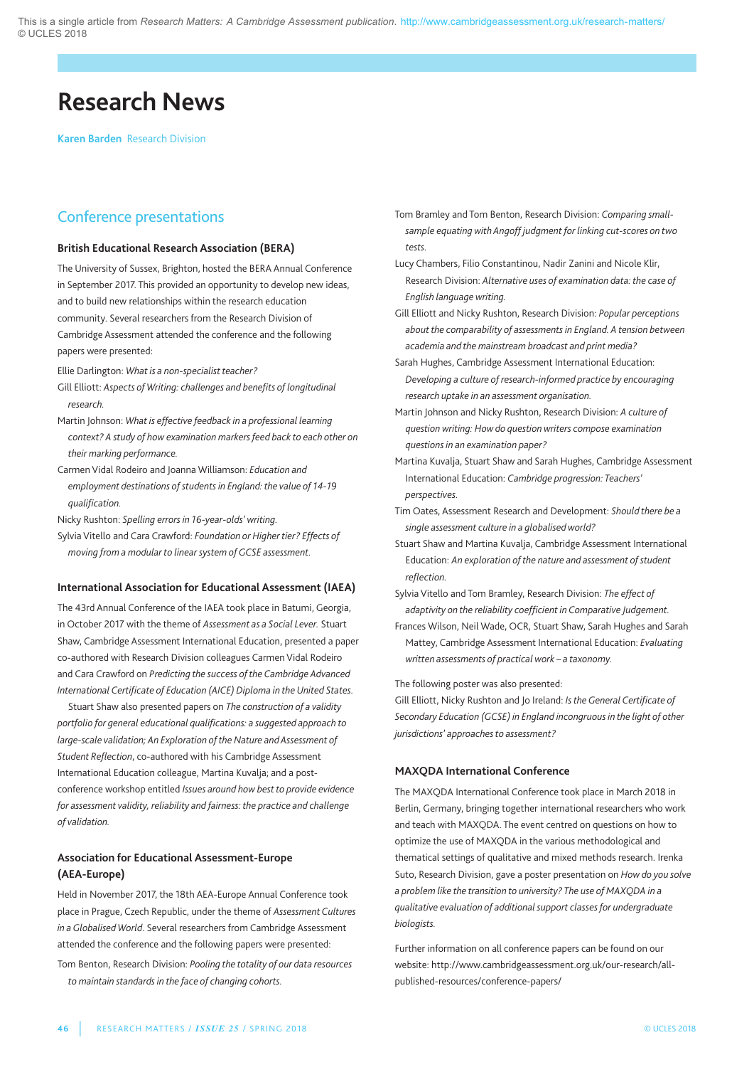# Research News

**Karen Barden** Research Division

## Conference presentations

### British Educational Research Association (BERA)

The University of Sussex, Brighton, hosted the BERA Annual Conference in September 2017. This provided an opportunity to develop new ideas, and to build new relationships within the research education community. Several researchers from the Research Division of Cambridge Assessment attended the conference and the following papers were presented:

Ellie Darlington: *What is a non-specialist teacher?*

Gill Elliott: *Aspects of Writing: challenges and benefits of longitudinal research.*

Martin Johnson: *What is effective feedback in a professional learning context? A study of how examination markers feed back to each other on their marking performance.*

Carmen Vidal Rodeiro and Joanna Williamson: *Education and employment destinations of students in England: the value of 14-19 qualification.*

Nicky Rushton: *Spelling errors in 16-year-olds' writing.*

Sylvia Vitello and Cara Crawford: *Foundation or Higher tier? Effects of moving from a modular to linear system of GCSE assessment.*

### International Association for Educational Assessment (IAEA)

The 43rd Annual Conference of the IAEA took place in Batumi, Georgia, in October 2017 with the theme of *Assessment as a Social Lever.* Stuart Shaw, Cambridge Assessment International Education, presented a paper co-authored with Research Division colleagues Carmen Vidal Rodeiro and Cara Crawford on *Predicting the success of the Cambridge Advanced International Certificate of Education (AICE) Diploma in the United States.*

Stuart Shaw also presented papers on *The construction of a validity portfolio for general educational qualifications: a suggested approach to large-scale validation; An Exploration of the Nature and Assessment of Student Reflection*, co-authored with his Cambridge Assessment International Education colleague, Martina Kuvalja; and a post-conference workshop entitled *Issues around how best to provide evidence for assessment validity, reliability and fairness: the practice and challenge of validation.*

### Association for Educational Assessment-Europe (AEA-Europe)

Held in November 2017, the 18th AEA-Europe Annual Conference took place in Prague, Czech Republic, under the theme of *Assessment Cultures in a Globalised World*. Several researchers from Cambridge Assessment attended the conference and the following papers were presented:

Tom Benton, Research Division: *Pooling the totality of our data resources to maintain standards in the face of changing cohorts.*

Tom Bramley and Tom Benton, Research Division: *Comparing small-sample equating with Angoff judgment for linking cut-scores on two tests.*

Lucy Chambers, Filio Constantinou, Nadir Zanini and Nicole Klir, Research Division: *Alternative uses of examination data: the case of English language writing.*

Gill Elliott and Nicky Rushton, Research Division: *Popular perceptions about the comparability of assessments in England. A tension between academia and the mainstream broadcast and print media?*

Sarah Hughes, Cambridge Assessment International Education: *Developing a culture of research-informed practice by encouraging research uptake in an assessment organisation.*

Martin Johnson and Nicky Rushton, Research Division: *A culture of question writing: How do question writers compose examination questions in an examination paper?*

Martina Kuvalja, Stuart Shaw and Sarah Hughes, Cambridge Assessment International Education: *Cambridge progression: Teachers' perspectives.*

Tim Oates, Assessment Research and Development: *Should there be a single assessment culture in a globalised world?*

Stuart Shaw and Martina Kuvalja, Cambridge Assessment International Education: *An exploration of the nature and assessment of student reflection.*

Sylvia Vitello and Tom Bramley, Research Division: *The effect of adaptivity on the reliability coefficient in Comparative Judgement.*

Frances Wilson, Neil Wade, OCR, Stuart Shaw, Sarah Hughes and Sarah Mattey, Cambridge Assessment International Education: *Evaluating written assessments of practical work – a taxonomy.*

The following poster was also presented:

Gill Elliott, Nicky Rushton and Jo Ireland: *Is the General Certificate of Secondary Education (GCSE) in England incongruous in the light of other jurisdictions' approaches to assessment?*

### MAXQDA International Conference

The MAXQDA International Conference took place in March 2018 in Berlin, Germany, bringing together international researchers who work and teach with MAXQDA. The event centred on questions on how to optimize the use of MAXQDA in the various methodological and thematical settings of qualitative and mixed methods research. Irenka Suto, Research Division, gave a poster presentation on *How do you solve a problem like the transition to university? The use of MAXQDA in a qualitative evaluation of additional support classes for undergraduate biologists.*

Further information on all conference papers can be found on our website: http://www.cambridgeassessment.org.uk/our-research/all-published-resources/conference-papers/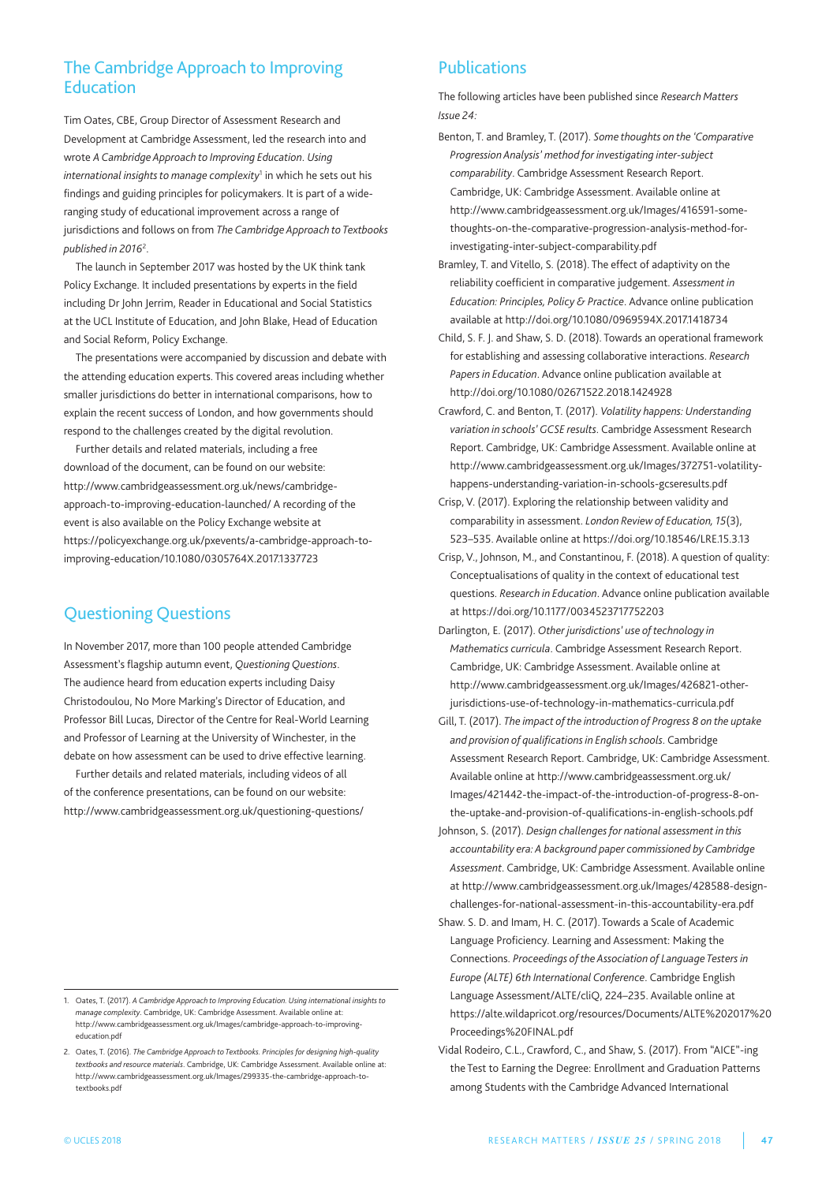## The Cambridge Approach to Improving Education

Tim Oates, CBE, Group Director of Assessment Research and Development at Cambridge Assessment, led the research into and wrote *A Cambridge Approach to Improving Education. Using international insights to manage complexity*[1] in which he sets out his findings and guiding principles for policymakers. It is part of a wide-ranging study of educational improvement across a range of jurisdictions and follows on from *The Cambridge Approach to Textbooks published in 2016*[2].

The launch in September 2017 was hosted by the UK think tank Policy Exchange. It included presentations by experts in the field including Dr John Jerrim, Reader in Educational and Social Statistics at the UCL Institute of Education, and John Blake, Head of Education and Social Reform, Policy Exchange.

The presentations were accompanied by discussion and debate with the attending education experts. This covered areas including whether smaller jurisdictions do better in international comparisons, how to explain the recent success of London, and how governments should respond to the challenges created by the digital revolution.

Further details and related materials, including a free download of the document, can be found on our website: http://www.cambridgeassessment.org.uk/news/cambridge-approach-to-improving-education-launched/ A recording of the event is also available on the Policy Exchange website at https://policyexchange.org.uk/pxevents/a-cambridge-approach-to-improving-education/10.1080/0305764X.2017.1337723

## Questioning Questions

In November 2017, more than 100 people attended Cambridge Assessment's flagship autumn event, *Questioning Questions*. The audience heard from education experts including Daisy Christodoulou, No More Marking's Director of Education, and Professor Bill Lucas, Director of the Centre for Real-World Learning and Professor of Learning at the University of Winchester, in the debate on how assessment can be used to drive effective learning.

Further details and related materials, including videos of all of the conference presentations, can be found on our website: http://www.cambridgeassessment.org.uk/questioning-questions/

1. Oates, T. (2017). *A Cambridge Approach to Improving Education. Using international insights to manage complexity*. Cambridge, UK: Cambridge Assessment. Available online at: http://www.cambridgeassessment.org.uk/Images/cambridge-approach-to-improving-education.pdf

2. Oates, T. (2016). *The Cambridge Approach to Textbooks. Principles for designing high-quality textbooks and resource materials*. Cambridge, UK: Cambridge Assessment. Available online at: http://www.cambridgeassessment.org.uk/Images/299335-the-cambridge-approach-to-textbooks.pdf

## Publications

The following articles have been published since *Research Matters Issue 24:*

Benton, T. and Bramley, T. (2017). *Some thoughts on the 'Comparative Progression Analysis' method for investigating inter-subject comparability*. Cambridge Assessment Research Report. Cambridge, UK: Cambridge Assessment. Available online at http://www.cambridgeassessment.org.uk/Images/416591-some-thoughts-on-the-comparative-progression-analysis-method-for-investigating-inter-subject-comparability.pdf

Bramley, T. and Vitello, S. (2018). The effect of adaptivity on the reliability coefficient in comparative judgement. *Assessment in Education: Principles, Policy & Practice*. Advance online publication available at http://doi.org/10.1080/0969594X.2017.1418734

Child, S. F. J. and Shaw, S. D. (2018). Towards an operational framework for establishing and assessing collaborative interactions. *Research Papers in Education*. Advance online publication available at http://doi.org/10.1080/02671522.2018.1424928

Crawford, C. and Benton, T. (2017). *Volatility happens: Understanding variation in schools' GCSE results*. Cambridge Assessment Research Report. Cambridge, UK: Cambridge Assessment. Available online at http://www.cambridgeassessment.org.uk/Images/372751-volatility-happens-understanding-variation-in-schools-gcseresults.pdf

Crisp, V. (2017). Exploring the relationship between validity and comparability in assessment. *London Review of Education, 15*(3), 523–535. Available online at https://doi.org/10.18546/LRE.15.3.13

Crisp, V., Johnson, M., and Constantinou, F. (2018). A question of quality: Conceptualisations of quality in the context of educational test questions. *Research in Education*. Advance online publication available at https://doi.org/10.1177/0034523717752203

Darlington, E. (2017). *Other jurisdictions' use of technology in Mathematics curricula*. Cambridge Assessment Research Report. Cambridge, UK: Cambridge Assessment. Available online at http://www.cambridgeassessment.org.uk/Images/426821-other-jurisdictions-use-of-technology-in-mathematics-curricula.pdf

Gill, T. (2017). *The impact of the introduction of Progress 8 on the uptake and provision of qualifications in English schools*. Cambridge Assessment Research Report. Cambridge, UK: Cambridge Assessment. Available online at http://www.cambridgeassessment.org.uk/Images/421442-the-impact-of-the-introduction-of-progress-8-on-the-uptake-and-provision-of-qualifications-in-english-schools.pdf

Johnson, S. (2017). *Design challenges for national assessment in this accountability era: A background paper commissioned by Cambridge Assessment*. Cambridge, UK: Cambridge Assessment. Available online at http://www.cambridgeassessment.org.uk/Images/428588-design-challenges-for-national-assessment-in-this-accountability-era.pdf

Shaw. S. D. and Imam, H. C. (2017). Towards a Scale of Academic Language Proficiency. Learning and Assessment: Making the Connections. *Proceedings of the Association of Language Testers in Europe (ALTE) 6th International Conference*. Cambridge English Language Assessment/ALTE/cliQ, 224–235. Available online at https://alte.wildapricot.org/resources/Documents/ALTE%202017%20Proceedings%20FINAL.pdf

Vidal Rodeiro, C.L., Crawford, C., and Shaw, S. (2017). From "AICE"-ing the Test to Earning the Degree: Enrollment and Graduation Patterns among Students with the Cambridge Advanced International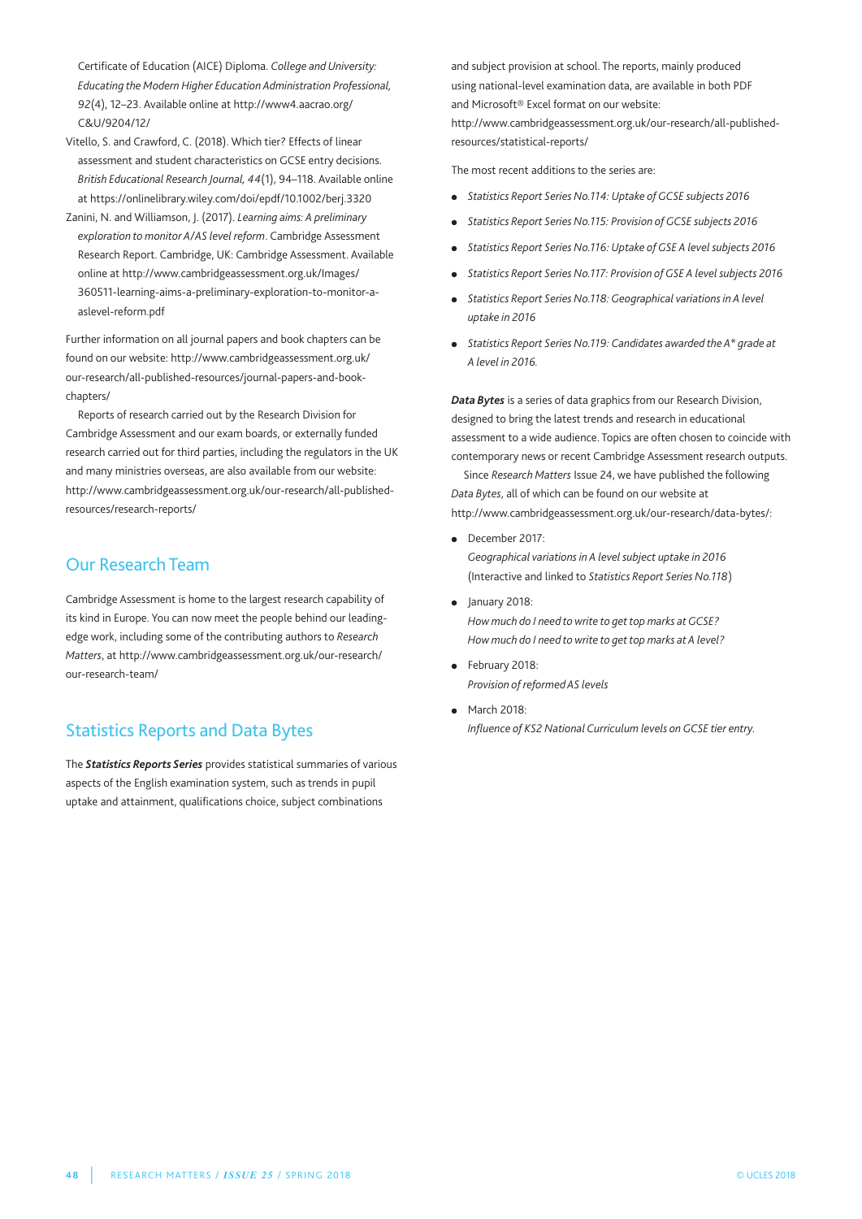Certificate of Education (AICE) Diploma. *College and University: Educating the Modern Higher Education Administration Professional, 92*(4), 12–23. Available online at http://www4.aacrao.org/C&U/9204/12/

Vitello, S. and Crawford, C. (2018). Which tier? Effects of linear assessment and student characteristics on GCSE entry decisions. *British Educational Research Journal, 44*(1), 94–118. Available online at https://onlinelibrary.wiley.com/doi/epdf/10.1002/berj.3320

Zanini, N. and Williamson, J. (2017). *Learning aims: A preliminary exploration to monitor A/AS level reform*. Cambridge Assessment Research Report. Cambridge, UK: Cambridge Assessment. Available online at http://www.cambridgeassessment.org.uk/Images/360511-learning-aims-a-preliminary-exploration-to-monitor-a-aslevel-reform.pdf

Further information on all journal papers and book chapters can be found on our website: http://www.cambridgeassessment.org.uk/our-research/all-published-resources/journal-papers-and-book-chapters/

Reports of research carried out by the Research Division for Cambridge Assessment and our exam boards, or externally funded research carried out for third parties, including the regulators in the UK and many ministries overseas, are also available from our website: http://www.cambridgeassessment.org.uk/our-research/all-published-resources/research-reports/

## Our Research Team

Cambridge Assessment is home to the largest research capability of its kind in Europe. You can now meet the people behind our leading-edge work, including some of the contributing authors to *Research Matters*, at http://www.cambridgeassessment.org.uk/our-research/our-research-team/

## Statistics Reports and Data Bytes

The ***Statistics Reports Series*** provides statistical summaries of various aspects of the English examination system, such as trends in pupil uptake and attainment, qualifications choice, subject combinations and subject provision at school. The reports, mainly produced using national-level examination data, are available in both PDF and Microsoft® Excel format on our website: http://www.cambridgeassessment.org.uk/our-research/all-published-resources/statistical-reports/

The most recent additions to the series are:

- *Statistics Report Series No.114: Uptake of GCSE subjects 2016*
- *Statistics Report Series No.115: Provision of GCSE subjects 2016*
- *Statistics Report Series No.116: Uptake of GSE A level subjects 2016*
- *Statistics Report Series No.117: Provision of GSE A level subjects 2016*
- *Statistics Report Series No.118: Geographical variations in A level uptake in 2016*
- *Statistics Report Series No.119: Candidates awarded the A* grade at A level in 2016.*

***Data Bytes*** is a series of data graphics from our Research Division, designed to bring the latest trends and research in educational assessment to a wide audience. Topics are often chosen to coincide with contemporary news or recent Cambridge Assessment research outputs.

Since *Research Matters* Issue 24, we have published the following *Data Bytes*, all of which can be found on our website at http://www.cambridgeassessment.org.uk/our-research/data-bytes/:

- December 2017:
  *Geographical variations in A level subject uptake in 2016*
  (Interactive and linked to *Statistics Report Series No.118*)
- January 2018:
  *How much do I need to write to get top marks at GCSE?*
  *How much do I need to write to get top marks at A level?*
- February 2018:
  *Provision of reformed AS levels*
- March 2018:
  *Influence of KS2 National Curriculum levels on GCSE tier entry.*